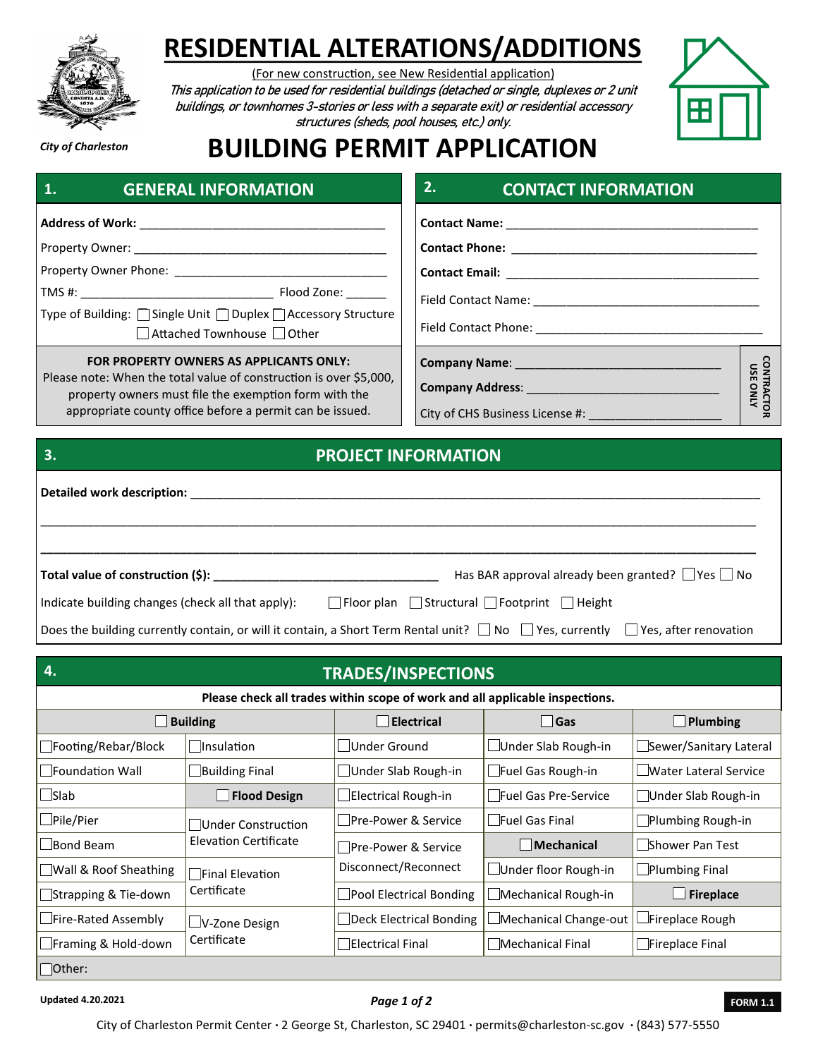# RESIDENTIAL ALTERATIONS/ADDITIONS

(For new construction, see New Residential application)

*This application to be used for residential buildings (detached or single, duplexes or 2 unit buildings, or townhomes 3-stories or less with a separate exit) or residential accessory structures (sheds, pool houses, etc.) only.*

*City of Charleston*

# BUILDING PERMIT APPLICATION

## 1. GENERAL INFORMATION

**Address of Work:** ___________________________________

Property Owner: ___________________________________

Property Owner Phone: ______________________________

TMS #: ___________________________ Flood Zone: ______

Type of Building: ☐ Single Unit ☐ Duplex ☐ Accessory Structure ☐ Attached Townhouse ☐ Other

**FOR PROPERTY OWNERS AS APPLICANTS ONLY:**
Please note: When the total value of construction is over $5,000, property owners must file the exemption form with the appropriate county office before a permit can be issued.

## 2. CONTACT INFORMATION

**Contact Name:** ___________________________________

**Contact Phone:** ___________________________________

**Contact Email:** ___________________________________

Field Contact Name: _________________________________

Field Contact Phone: _________________________________

**CONTRACTOR USE ONLY**

**Company Name**: _____________________________

**Company Address**: ___________________________

City of CHS Business License #: __________________

## 3. PROJECT INFORMATION

**Detailed work description:** ________________________________________________________________________________

________________________________________________________________________________

________________________________________________________________________________

**Total value of construction ($):** ________________________________ Has BAR approval already been granted? ☐ Yes ☐ No

Indicate building changes (check all that apply): ☐ Floor plan ☐ Structural ☐ Footprint ☐ Height

Does the building currently contain, or will it contain, a Short Term Rental unit? ☐ No ☐ Yes, currently ☐ Yes, after renovation

## 4. TRADES/INSPECTIONS

**Please check all trades within scope of work and all applicable inspections.**

| ☐ **Building** | | ☐ **Electrical** | ☐ **Gas** | ☐ **Plumbing** |
|---|---|---|---|---|
| ☐ Footing/Rebar/Block | ☐ Insulation | ☐ Under Ground | ☐ Under Slab Rough-in | ☐ Sewer/Sanitary Lateral |
| ☐ Foundation Wall | ☐ Building Final | ☐ Under Slab Rough-in | ☐ Fuel Gas Rough-in | ☐ Water Lateral Service |
| ☐ Slab | ☐ **Flood Design** | ☐ Electrical Rough-in | ☐ Fuel Gas Pre-Service | ☐ Under Slab Rough-in |
| ☐ Pile/Pier | ☐ Under Construction Elevation Certificate | ☐ Pre-Power & Service | ☐ Fuel Gas Final | ☐ Plumbing Rough-in |
| ☐ Bond Beam | | ☐ Pre-Power & Service Disconnect/Reconnect | ☐ **Mechanical** | ☐ Shower Pan Test |
| ☐ Wall & Roof Sheathing | ☐ Final Elevation Certificate | | ☐ Under floor Rough-in | ☐ Plumbing Final |
| ☐ Strapping & Tie-down | | ☐ Pool Electrical Bonding | ☐ Mechanical Rough-in | ☐ **Fireplace** |
| ☐ Fire-Rated Assembly | ☐ V-Zone Design Certificate | ☐ Deck Electrical Bonding | ☐ Mechanical Change-out | ☐ Fireplace Rough |
| ☐ Framing & Hold-down | | ☐ Electrical Final | ☐ Mechanical Final | ☐ Fireplace Final |
| ☐ Other: | | | | |

Updated 4.20.2021

FORM 1.1

City of Charleston Permit Center · 2 George St, Charleston, SC 29401 · permits@charleston-sc.gov · (843) 577-5550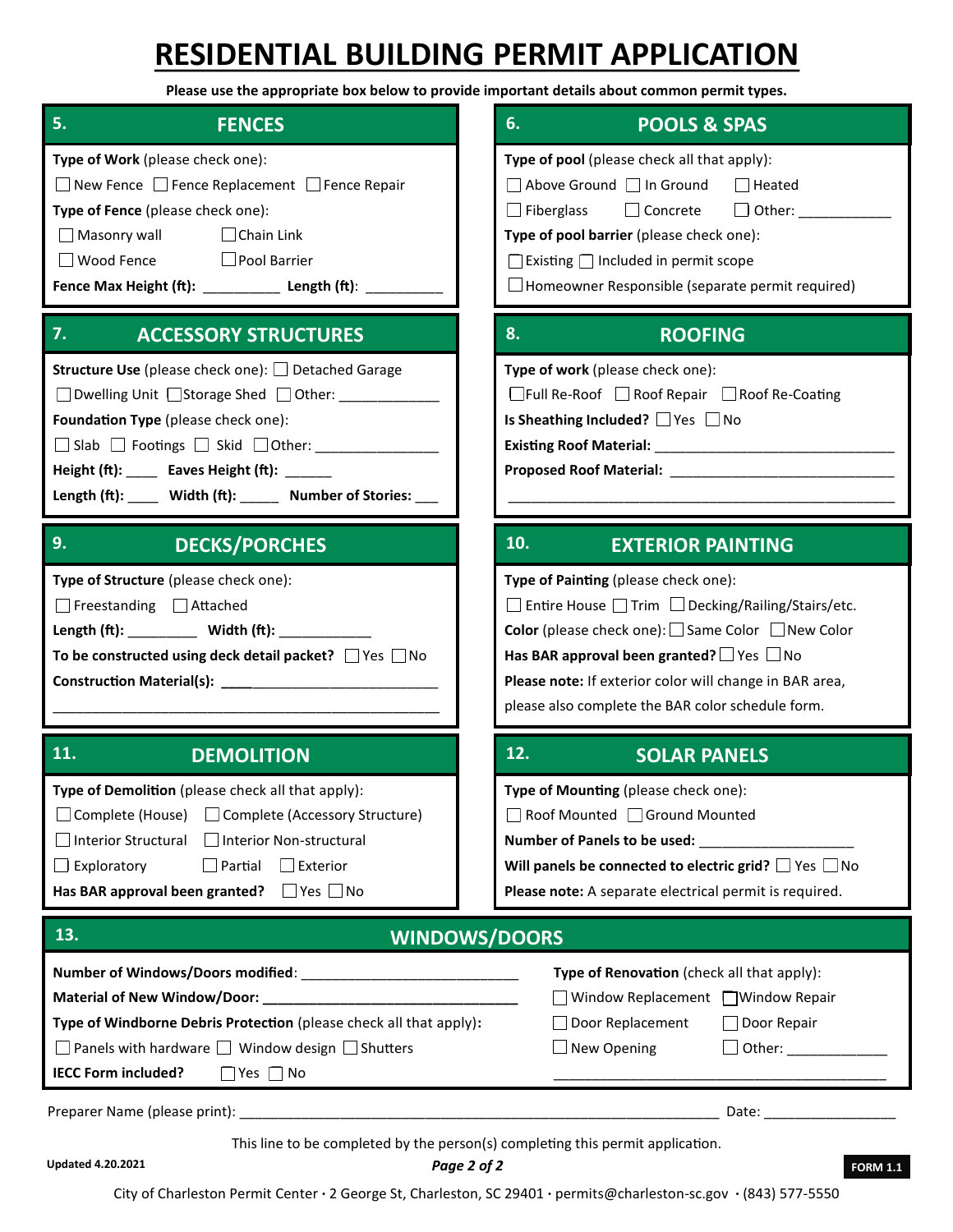# RESIDENTIAL BUILDING PERMIT APPLICATION

**Please use the appropriate box below to provide important details about common permit types.**

## 5. FENCES

**Type of Work** (please check one):

☐ New Fence ☐ Fence Replacement ☐ Fence Repair

**Type of Fence** (please check one):

☐ Masonry wall ☐ Chain Link

☐ Wood Fence ☐ Pool Barrier

**Fence Max Height (ft):** __________ **Length (ft)**: __________

## 6. POOLS & SPAS

**Type of pool** (please check all that apply):

☐ Above Ground ☐ In Ground ☐ Heated

☐ Fiberglass ☐ Concrete ☐ Other: ____________

**Type of pool barrier** (please check one):

☐ Existing ☐ Included in permit scope

☐ Homeowner Responsible (separate permit required)

## 7. ACCESSORY STRUCTURES

**Structure Use** (please check one): ☐ Detached Garage

☐ Dwelling Unit ☐ Storage Shed ☐ Other: _____________

**Foundation Type** (please check one):

☐ Slab ☐ Footings ☐ Skid ☐ Other: ________________

**Height (ft):** ____ **Eaves Height (ft):** ______

**Length (ft):** ____ **Width (ft):** _____ **Number of Stories:** ___

## 8. ROOFING

**Type of work** (please check one):

☐ Full Re-Roof ☐ Roof Repair ☐ Roof Re-Coating

**Is Sheathing Included?** ☐ Yes ☐ No

**Existing Roof Material:** ______________________________

**Proposed Roof Material:** ______________________________

__________________________________________________

## 9. DECKS/PORCHES

**Type of Structure** (please check one):

☐ Freestanding ☐ Attached

**Length (ft):** _________ **Width (ft):** ____________

**To be constructed using deck detail packet?** ☐ Yes ☐ No

**Construction Material(s):** ____________________________

__________________________________________________

## 10. EXTERIOR PAINTING

**Type of Painting** (please check one):

☐ Entire House ☐ Trim ☐ Decking/Railing/Stairs/etc.

**Color** (please check one): ☐ Same Color ☐ New Color

**Has BAR approval been granted?** ☐ Yes ☐ No

**Please note:** If exterior color will change in BAR area, please also complete the BAR color schedule form.

## 11. DEMOLITION

**Type of Demolition** (please check all that apply):

☐ Complete (House) ☐ Complete (Accessory Structure)

☐ Interior Structural ☐ Interior Non-structural

☐ Exploratory ☐ Partial ☐ Exterior

**Has BAR approval been granted?** ☐ Yes ☐ No

## 12. SOLAR PANELS

**Type of Mounting** (please check one):

☐ Roof Mounted ☐ Ground Mounted

**Number of Panels to be used:** ____________________

**Will panels be connected to electric grid?** ☐ Yes ☐ No

**Please note:** A separate electrical permit is required.

## 13. WINDOWS/DOORS

**Number of Windows/Doors modified**: ___________________________

**Material of New Window/Door:** _________________________________

**Type of Windborne Debris Protection** (please check all that apply):

☐ Panels with hardware ☐ Window design ☐ Shutters

**IECC Form included?** ☐ Yes ☐ No

**Type of Renovation** (check all that apply):

☐ Window Replacement ☐ Window Repair

☐ Door Replacement ☐ Door Repair

☐ New Opening ☐ Other: _____________

__________________________________________

Preparer Name (please print): ______________________________________________________________ Date: _________________

This line to be completed by the person(s) completing this permit application.

Updated 4.20.2021

FORM 1.1

City of Charleston Permit Center · 2 George St, Charleston, SC 29401 · permits@charleston-sc.gov · (843) 577-5550